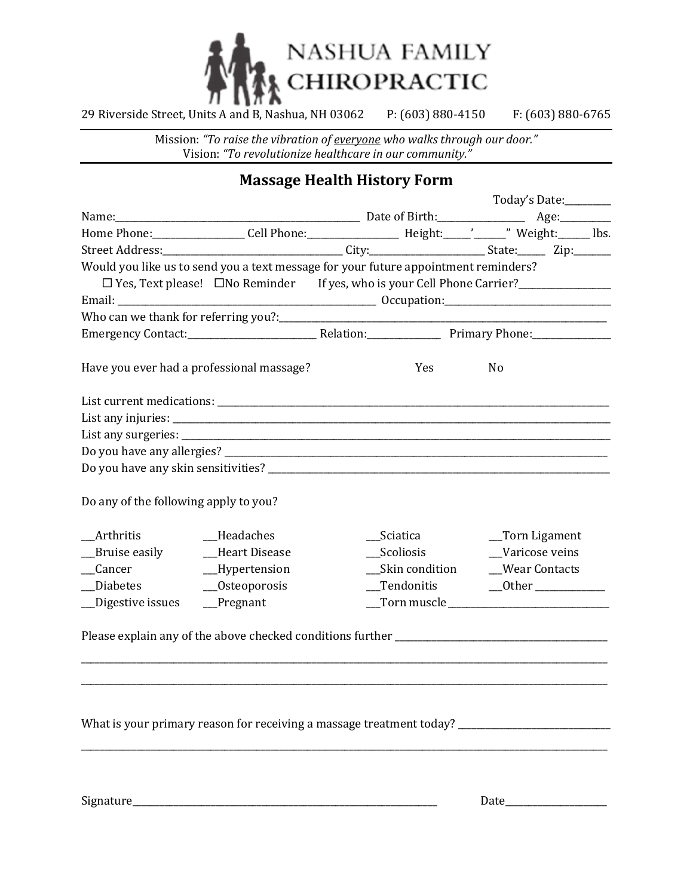# NASHUA FAMILY CHIROPRACTIC

29 Riverside Street, Units A and B, Nashua, NH 03062 P: (603) 880-4150 F: (603) 880-6765

Mission: *"To raise the vibration of <u>everyone</u> who walks through our door."*
Vision: *"To revolutionize healthcare in our community."*

## Massage Health History Form

Today's Date:_________

Name:____________________________________________ Date of Birth:________________ Age:_________

Home Phone:________________ Cell Phone:________________ Height:_____'______" Weight:______ lbs.

Street Address:___________________________________ City:_____________________ State:_____ Zip:_______

Would you like us to send you a text message for your future appointment reminders?

☐ Yes, Text please! ☐No Reminder If yes, who is your Cell Phone Carrier?________________

Email: ____________________________________________ Occupation:_______________________________

Who can we thank for referring you?:__________________________________________________________

Emergency Contact:________________________ Relation:_____________ Primary Phone:______________

Have you ever had a professional massage? Yes No

List current medications: ______________________________________________________________________

List any injuries: ______________________________________________________________________________

List any surgeries: _____________________________________________________________________________

Do you have any allergies? _____________________________________________________________________

Do you have any skin sensitivities? ______________________________________________________________

Do any of the following apply to you?

| | | | |
|---|---|---|---|
| ___Arthritis | ___Headaches | ___Sciatica | ___Torn Ligament |
| ___Bruise easily | ___Heart Disease | ___Scoliosis | ___Varicose veins |
| ___Cancer | ___Hypertension | ___Skin condition | ___Wear Contacts |
| ___Diabetes | ___Osteoporosis | ___Tendonitis | ___Other _____________ |
| ___Digestive issues | ___Pregnant | ___Torn muscle _____________ | |

Please explain any of the above checked conditions further ______________________________________

_________________________________________________________________________________________________

_________________________________________________________________________________________________

What is your primary reason for receiving a massage treatment today? ___________________________

_________________________________________________________________________________________________

Signature___________________________________________________________ Date___________________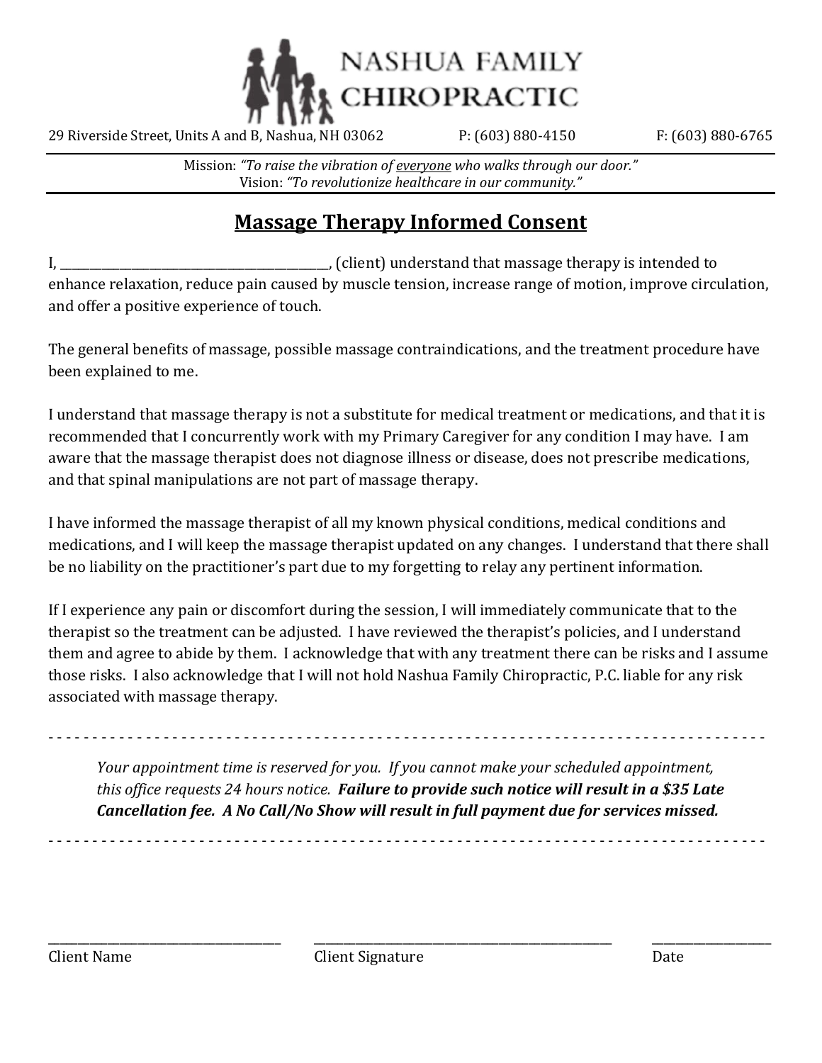NASHUA FAMILY CHIROPRACTIC

29 Riverside Street, Units A and B, Nashua, NH 03062 P: (603) 880-4150 F: (603) 880-6765

Mission: *"To raise the vibration of everyone who walks through our door."*
Vision: *"To revolutionize healthcare in our community."*

## Massage Therapy Informed Consent

I, ____________________________________________, (client) understand that massage therapy is intended to enhance relaxation, reduce pain caused by muscle tension, increase range of motion, improve circulation, and offer a positive experience of touch.

The general benefits of massage, possible massage contraindications, and the treatment procedure have been explained to me.

I understand that massage therapy is not a substitute for medical treatment or medications, and that it is recommended that I concurrently work with my Primary Caregiver for any condition I may have. I am aware that the massage therapist does not diagnose illness or disease, does not prescribe medications, and that spinal manipulations are not part of massage therapy.

I have informed the massage therapist of all my known physical conditions, medical conditions and medications, and I will keep the massage therapist updated on any changes. I understand that there shall be no liability on the practitioner's part due to my forgetting to relay any pertinent information.

If I experience any pain or discomfort during the session, I will immediately communicate that to the therapist so the treatment can be adjusted. I have reviewed the therapist's policies, and I understand them and agree to abide by them. I acknowledge that with any treatment there can be risks and I assume those risks. I also acknowledge that I will not hold Nashua Family Chiropractic, P.C. liable for any risk associated with massage therapy.

- - - - - - - - - - - - - - - - - - - - - - - - - - - - - - - - - - - - - - - - - - - - - - - - - - - - - - - - - -

*Your appointment time is reserved for you. If you cannot make your scheduled appointment, this office requests 24 hours notice.* ***Failure to provide such notice will result in a $35 Late Cancellation fee. A No Call/No Show will result in full payment due for services missed.***

- - - - - - - - - - - - - - - - - - - - - - - - - - - - - - - - - - - - - - - - - - - - - - - - - - - - - - - - - -

______________________________ ______________________________________ ______________

Client Name Client Signature Date